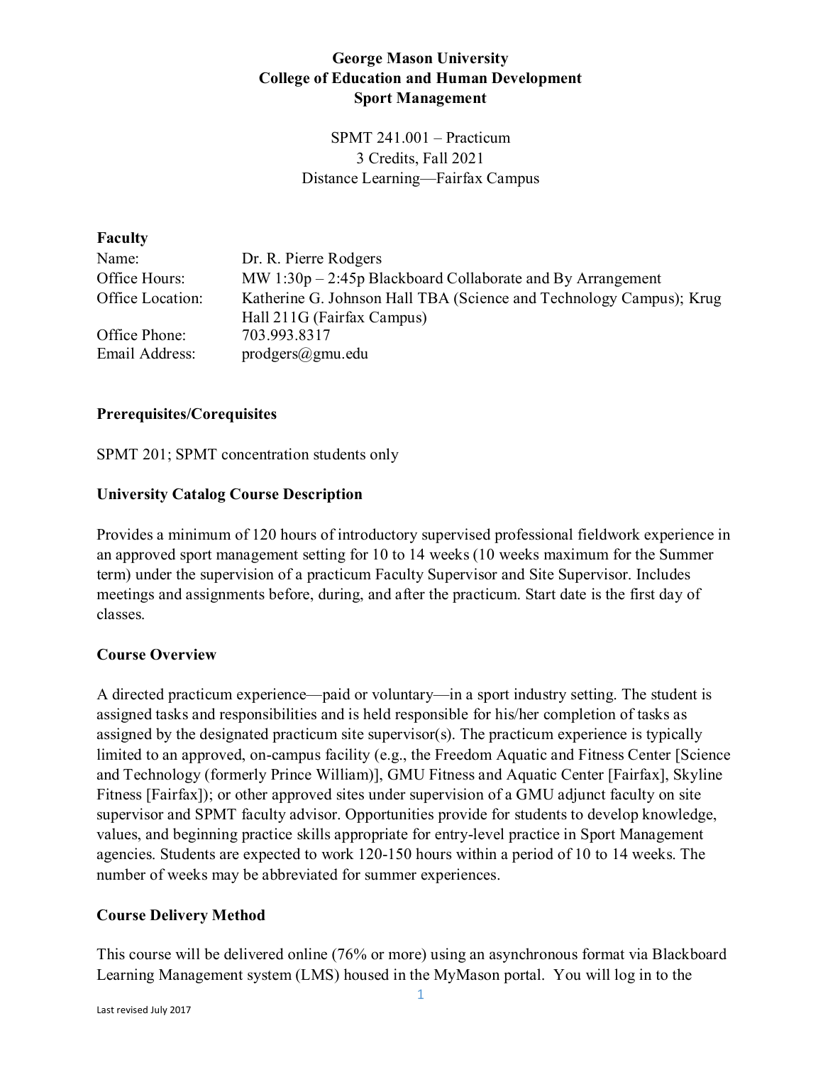**George Mason University**
**College of Education and Human Development**
**Sport Management**

SPMT 241.001 – Practicum
3 Credits, Fall 2021
Distance Learning—Fairfax Campus

**Faculty**

| | |
|---|---|
| Name: | Dr. R. Pierre Rodgers |
| Office Hours: | MW 1:30p – 2:45p Blackboard Collaborate and By Arrangement |
| Office Location: | Katherine G. Johnson Hall TBA (Science and Technology Campus); Krug Hall 211G (Fairfax Campus) |
| Office Phone: | 703.993.8317 |
| Email Address: | prodgers@gmu.edu |

**Prerequisites/Corequisites**

SPMT 201; SPMT concentration students only

**University Catalog Course Description**

Provides a minimum of 120 hours of introductory supervised professional fieldwork experience in an approved sport management setting for 10 to 14 weeks (10 weeks maximum for the Summer term) under the supervision of a practicum Faculty Supervisor and Site Supervisor. Includes meetings and assignments before, during, and after the practicum. Start date is the first day of classes.

**Course Overview**

A directed practicum experience—paid or voluntary—in a sport industry setting. The student is assigned tasks and responsibilities and is held responsible for his/her completion of tasks as assigned by the designated practicum site supervisor(s). The practicum experience is typically limited to an approved, on-campus facility (e.g., the Freedom Aquatic and Fitness Center [Science and Technology (formerly Prince William)], GMU Fitness and Aquatic Center [Fairfax], Skyline Fitness [Fairfax]); or other approved sites under supervision of a GMU adjunct faculty on site supervisor and SPMT faculty advisor. Opportunities provide for students to develop knowledge, values, and beginning practice skills appropriate for entry-level practice in Sport Management agencies. Students are expected to work 120-150 hours within a period of 10 to 14 weeks. The number of weeks may be abbreviated for summer experiences.

**Course Delivery Method**

This course will be delivered online (76% or more) using an asynchronous format via Blackboard Learning Management system (LMS) housed in the MyMason portal. You will log in to the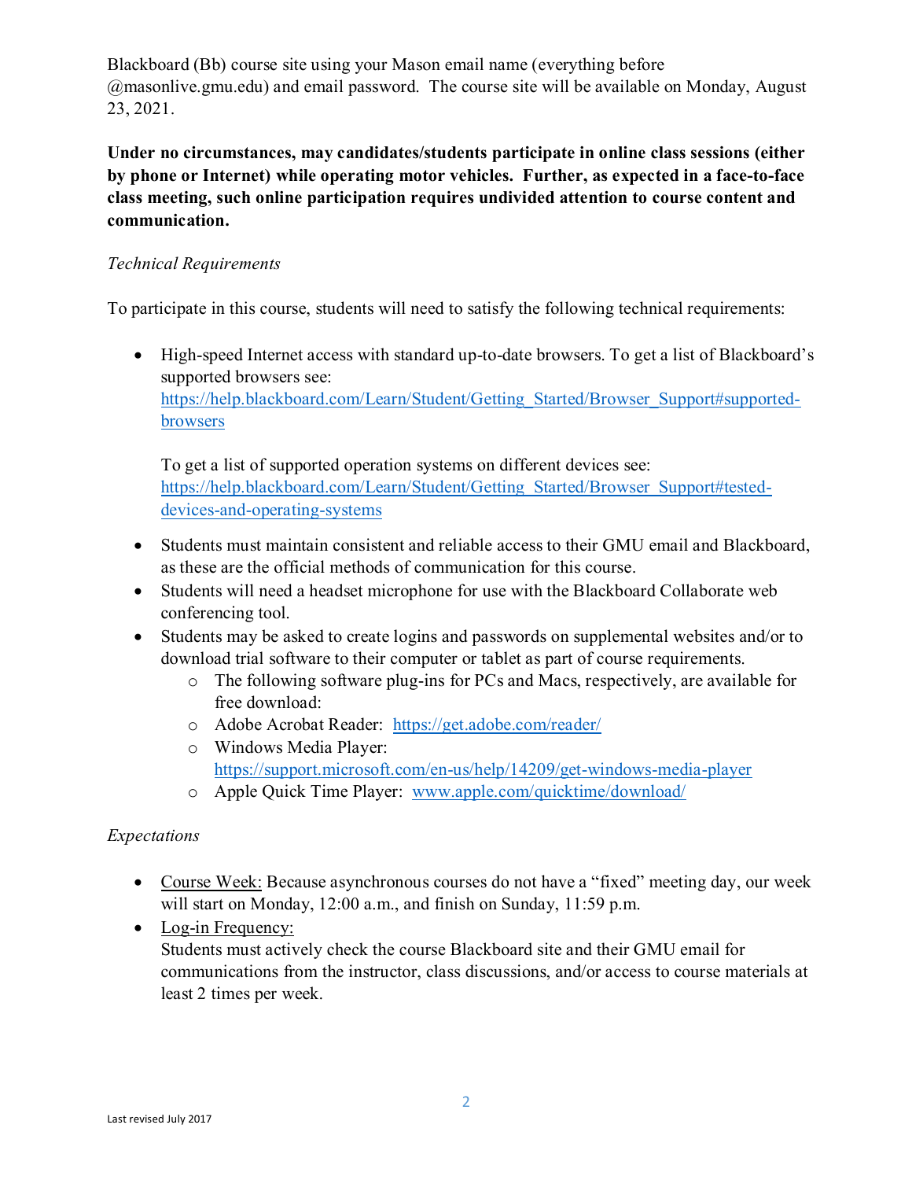Blackboard (Bb) course site using your Mason email name (everything before @masonlive.gmu.edu) and email password. The course site will be available on Monday, August 23, 2021.

**Under no circumstances, may candidates/students participate in online class sessions (either by phone or Internet) while operating motor vehicles. Further, as expected in a face-to-face class meeting, such online participation requires undivided attention to course content and communication.**

*Technical Requirements*

To participate in this course, students will need to satisfy the following technical requirements:

- High-speed Internet access with standard up-to-date browsers. To get a list of Blackboard's supported browsers see: https://help.blackboard.com/Learn/Student/Getting_Started/Browser_Support#supported-browsers

  To get a list of supported operation systems on different devices see: https://help.blackboard.com/Learn/Student/Getting_Started/Browser_Support#tested-devices-and-operating-systems
- Students must maintain consistent and reliable access to their GMU email and Blackboard, as these are the official methods of communication for this course.
- Students will need a headset microphone for use with the Blackboard Collaborate web conferencing tool.
- Students may be asked to create logins and passwords on supplemental websites and/or to download trial software to their computer or tablet as part of course requirements.
  - The following software plug-ins for PCs and Macs, respectively, are available for free download:
  - Adobe Acrobat Reader: https://get.adobe.com/reader/
  - Windows Media Player: https://support.microsoft.com/en-us/help/14209/get-windows-media-player
  - Apple Quick Time Player: www.apple.com/quicktime/download/

*Expectations*

- Course Week: Because asynchronous courses do not have a "fixed" meeting day, our week will start on Monday, 12:00 a.m., and finish on Sunday, 11:59 p.m.
- Log-in Frequency: Students must actively check the course Blackboard site and their GMU email for communications from the instructor, class discussions, and/or access to course materials at least 2 times per week.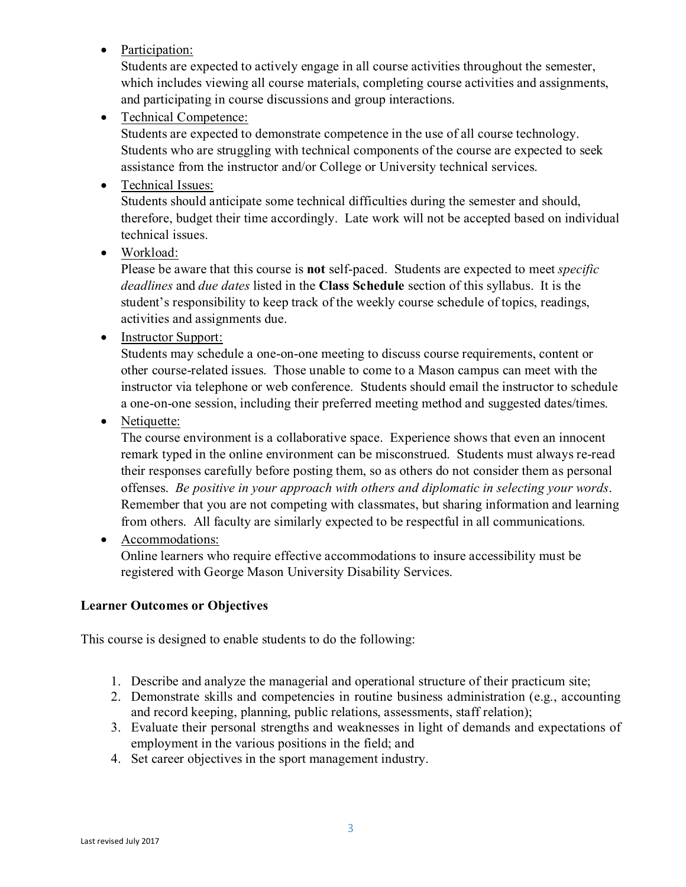- Participation:
  Students are expected to actively engage in all course activities throughout the semester, which includes viewing all course materials, completing course activities and assignments, and participating in course discussions and group interactions.
- Technical Competence:
  Students are expected to demonstrate competence in the use of all course technology. Students who are struggling with technical components of the course are expected to seek assistance from the instructor and/or College or University technical services.
- Technical Issues:
  Students should anticipate some technical difficulties during the semester and should, therefore, budget their time accordingly. Late work will not be accepted based on individual technical issues.
- Workload:
  Please be aware that this course is **not** self-paced. Students are expected to meet *specific deadlines* and *due dates* listed in the **Class Schedule** section of this syllabus. It is the student's responsibility to keep track of the weekly course schedule of topics, readings, activities and assignments due.
- Instructor Support:
  Students may schedule a one-on-one meeting to discuss course requirements, content or other course-related issues. Those unable to come to a Mason campus can meet with the instructor via telephone or web conference. Students should email the instructor to schedule a one-on-one session, including their preferred meeting method and suggested dates/times.
- Netiquette:
  The course environment is a collaborative space. Experience shows that even an innocent remark typed in the online environment can be misconstrued. Students must always re-read their responses carefully before posting them, so as others do not consider them as personal offenses. *Be positive in your approach with others and diplomatic in selecting your words*. Remember that you are not competing with classmates, but sharing information and learning from others. All faculty are similarly expected to be respectful in all communications.
- Accommodations:
  Online learners who require effective accommodations to insure accessibility must be registered with George Mason University Disability Services.

**Learner Outcomes or Objectives**

This course is designed to enable students to do the following:

1. Describe and analyze the managerial and operational structure of their practicum site;
2. Demonstrate skills and competencies in routine business administration (e.g., accounting and record keeping, planning, public relations, assessments, staff relation);
3. Evaluate their personal strengths and weaknesses in light of demands and expectations of employment in the various positions in the field; and
4. Set career objectives in the sport management industry.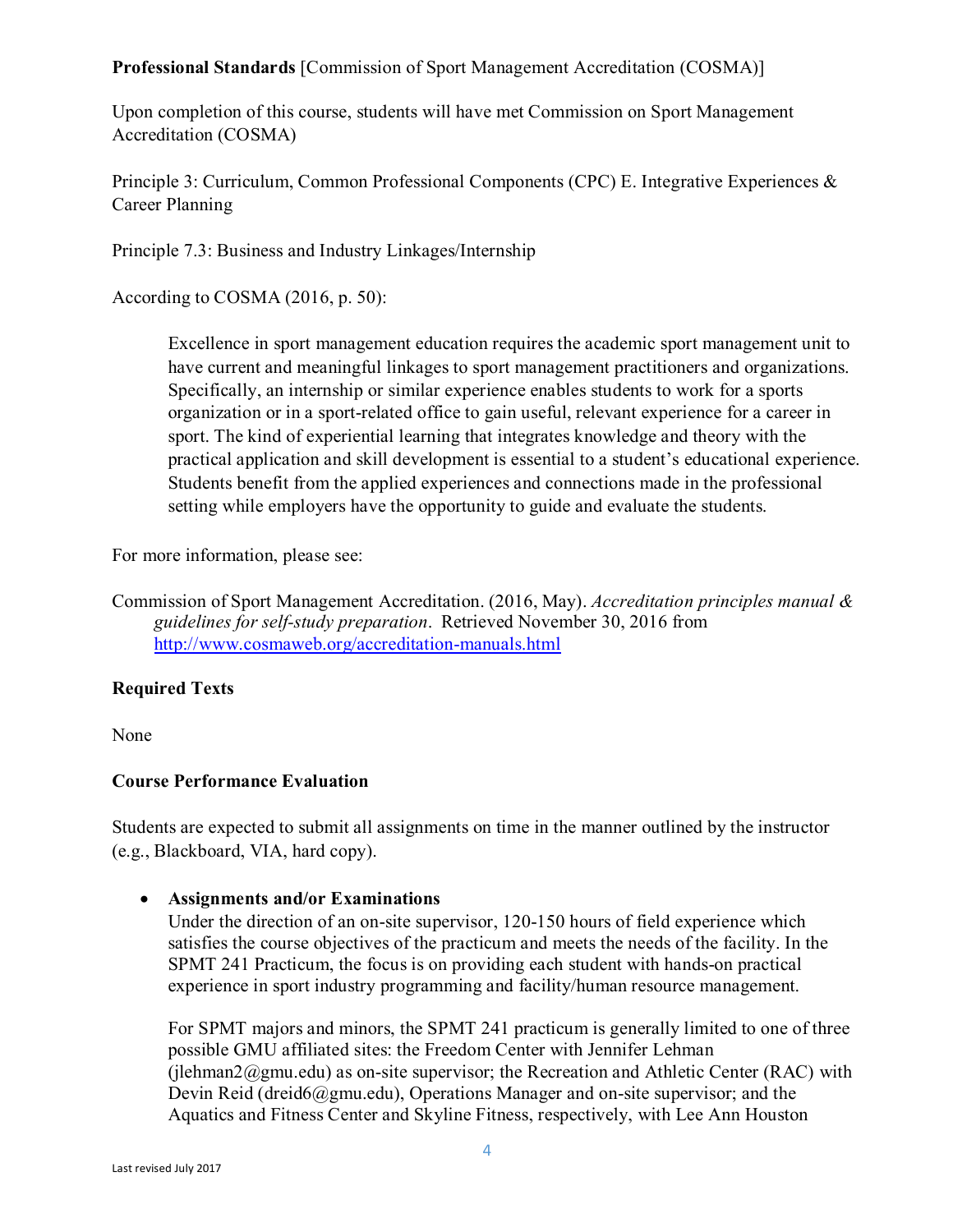**Professional Standards** [Commission of Sport Management Accreditation (COSMA)]

Upon completion of this course, students will have met Commission on Sport Management Accreditation (COSMA)

Principle 3: Curriculum, Common Professional Components (CPC) E. Integrative Experiences & Career Planning

Principle 7.3: Business and Industry Linkages/Internship

According to COSMA (2016, p. 50):

> Excellence in sport management education requires the academic sport management unit to have current and meaningful linkages to sport management practitioners and organizations. Specifically, an internship or similar experience enables students to work for a sports organization or in a sport-related office to gain useful, relevant experience for a career in sport. The kind of experiential learning that integrates knowledge and theory with the practical application and skill development is essential to a student's educational experience. Students benefit from the applied experiences and connections made in the professional setting while employers have the opportunity to guide and evaluate the students.

For more information, please see:

Commission of Sport Management Accreditation. (2016, May). *Accreditation principles manual & guidelines for self-study preparation*. Retrieved November 30, 2016 from http://www.cosmaweb.org/accreditation-manuals.html

**Required Texts**

None

**Course Performance Evaluation**

Students are expected to submit all assignments on time in the manner outlined by the instructor (e.g., Blackboard, VIA, hard copy).

- **Assignments and/or Examinations**
  Under the direction of an on-site supervisor, 120-150 hours of field experience which satisfies the course objectives of the practicum and meets the needs of the facility. In the SPMT 241 Practicum, the focus is on providing each student with hands-on practical experience in sport industry programming and facility/human resource management.

  For SPMT majors and minors, the SPMT 241 practicum is generally limited to one of three possible GMU affiliated sites: the Freedom Center with Jennifer Lehman (jlehman2@gmu.edu) as on-site supervisor; the Recreation and Athletic Center (RAC) with Devin Reid (dreid6@gmu.edu), Operations Manager and on-site supervisor; and the Aquatics and Fitness Center and Skyline Fitness, respectively, with Lee Ann Houston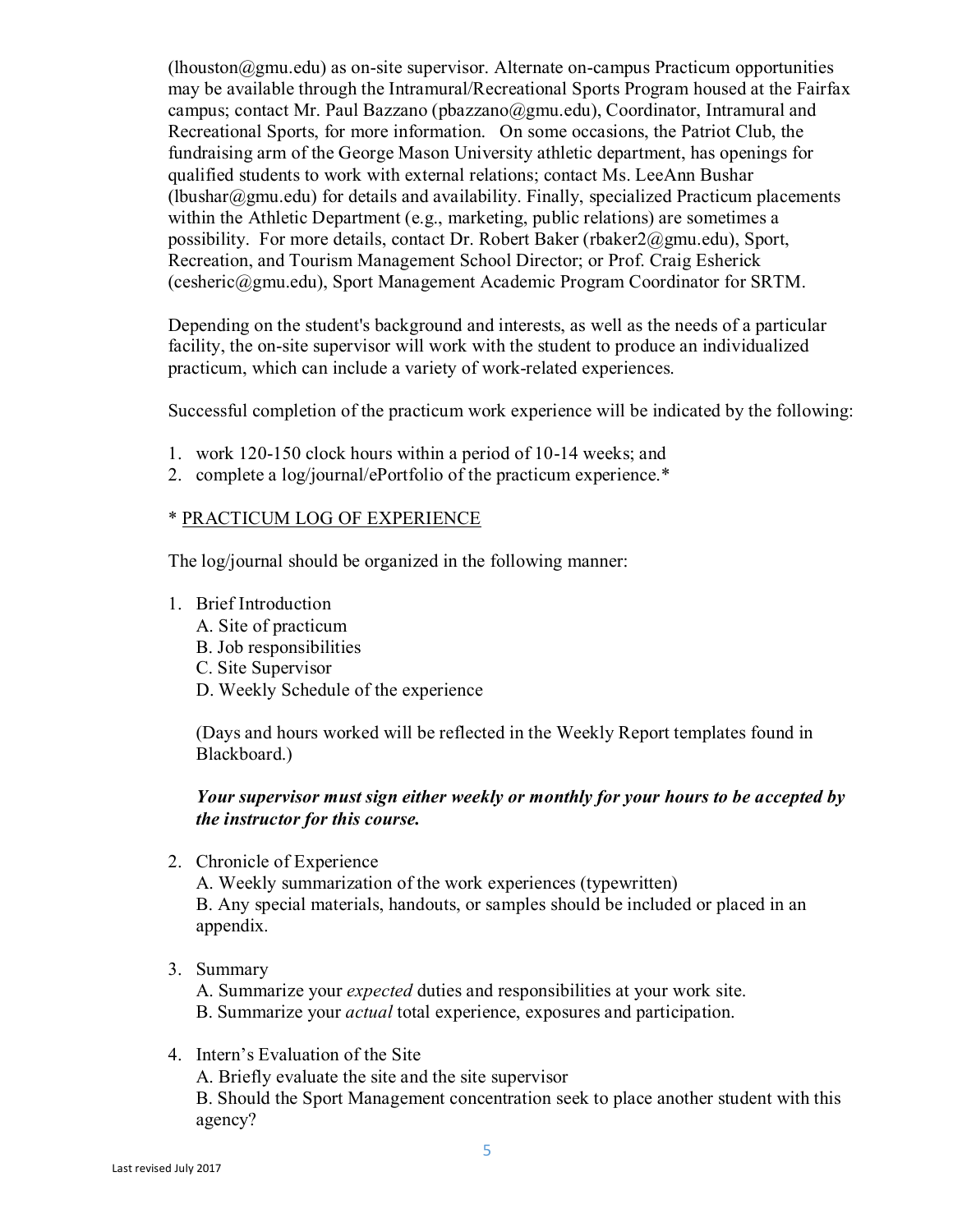(lhouston@gmu.edu) as on-site supervisor. Alternate on-campus Practicum opportunities may be available through the Intramural/Recreational Sports Program housed at the Fairfax campus; contact Mr. Paul Bazzano (pbazzano@gmu.edu), Coordinator, Intramural and Recreational Sports, for more information. On some occasions, the Patriot Club, the fundraising arm of the George Mason University athletic department, has openings for qualified students to work with external relations; contact Ms. LeeAnn Bushar (lbushar@gmu.edu) for details and availability. Finally, specialized Practicum placements within the Athletic Department (e.g., marketing, public relations) are sometimes a possibility. For more details, contact Dr. Robert Baker (rbaker2@gmu.edu), Sport, Recreation, and Tourism Management School Director; or Prof. Craig Esherick (cesheric@gmu.edu), Sport Management Academic Program Coordinator for SRTM.

Depending on the student's background and interests, as well as the needs of a particular facility, the on-site supervisor will work with the student to produce an individualized practicum, which can include a variety of work-related experiences.

Successful completion of the practicum work experience will be indicated by the following:

1. work 120-150 clock hours within a period of 10-14 weeks; and
2. complete a log/journal/ePortfolio of the practicum experience.*

\* PRACTICUM LOG OF EXPERIENCE

The log/journal should be organized in the following manner:

1. Brief Introduction
   A. Site of practicum
   B. Job responsibilities
   C. Site Supervisor
   D. Weekly Schedule of the experience

   (Days and hours worked will be reflected in the Weekly Report templates found in Blackboard.)

   ***Your supervisor must sign either weekly or monthly for your hours to be accepted by the instructor for this course.***

2. Chronicle of Experience
   A. Weekly summarization of the work experiences (typewritten)
   B. Any special materials, handouts, or samples should be included or placed in an appendix.

3. Summary
   A. Summarize your *expected* duties and responsibilities at your work site.
   B. Summarize your *actual* total experience, exposures and participation.

4. Intern's Evaluation of the Site
   A. Briefly evaluate the site and the site supervisor
   B. Should the Sport Management concentration seek to place another student with this agency?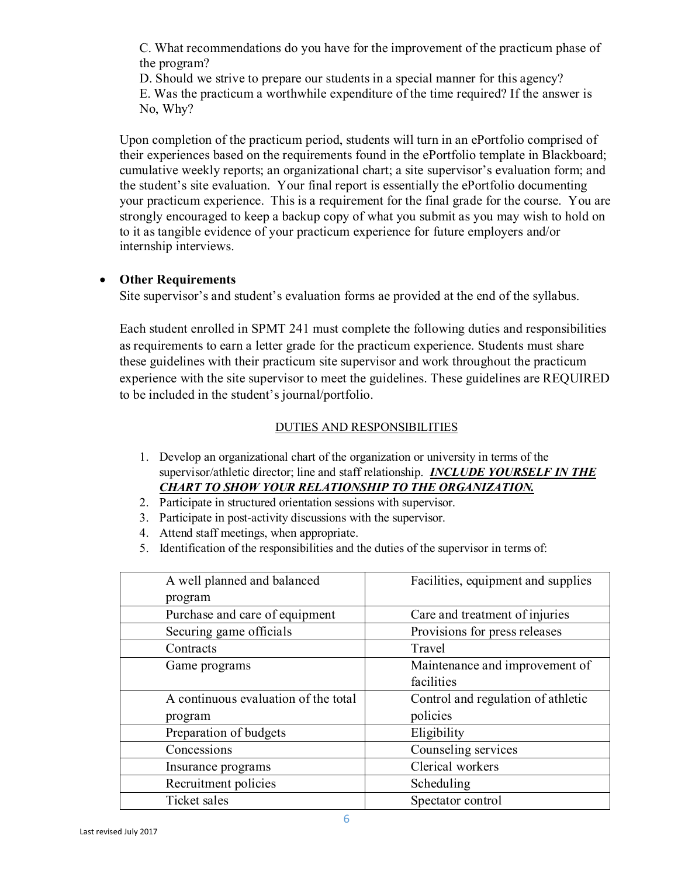C. What recommendations do you have for the improvement of the practicum phase of the program?
D. Should we strive to prepare our students in a special manner for this agency?
E. Was the practicum a worthwhile expenditure of the time required? If the answer is No, Why?

Upon completion of the practicum period, students will turn in an ePortfolio comprised of their experiences based on the requirements found in the ePortfolio template in Blackboard; cumulative weekly reports; an organizational chart; a site supervisor's evaluation form; and the student's site evaluation. Your final report is essentially the ePortfolio documenting your practicum experience. This is a requirement for the final grade for the course. You are strongly encouraged to keep a backup copy of what you submit as you may wish to hold on to it as tangible evidence of your practicum experience for future employers and/or internship interviews.

- **Other Requirements**
  Site supervisor's and student's evaluation forms ae provided at the end of the syllabus.

  Each student enrolled in SPMT 241 must complete the following duties and responsibilities as requirements to earn a letter grade for the practicum experience. Students must share these guidelines with their practicum site supervisor and work throughout the practicum experience with the site supervisor to meet the guidelines. These guidelines are REQUIRED to be included in the student's journal/portfolio.

DUTIES AND RESPONSIBILITIES

1. Develop an organizational chart of the organization or university in terms of the supervisor/athletic director; line and staff relationship. ***INCLUDE YOURSELF IN THE CHART TO SHOW YOUR RELATIONSHIP TO THE ORGANIZATION.***
2. Participate in structured orientation sessions with supervisor.
3. Participate in post-activity discussions with the supervisor.
4. Attend staff meetings, when appropriate.
5. Identification of the responsibilities and the duties of the supervisor in terms of:

| | |
|---|---|
| A well planned and balanced program | Facilities, equipment and supplies |
| Purchase and care of equipment | Care and treatment of injuries |
| Securing game officials | Provisions for press releases |
| Contracts | Travel |
| Game programs | Maintenance and improvement of facilities |
| A continuous evaluation of the total program | Control and regulation of athletic policies |
| Preparation of budgets | Eligibility |
| Concessions | Counseling services |
| Insurance programs | Clerical workers |
| Recruitment policies | Scheduling |
| Ticket sales | Spectator control |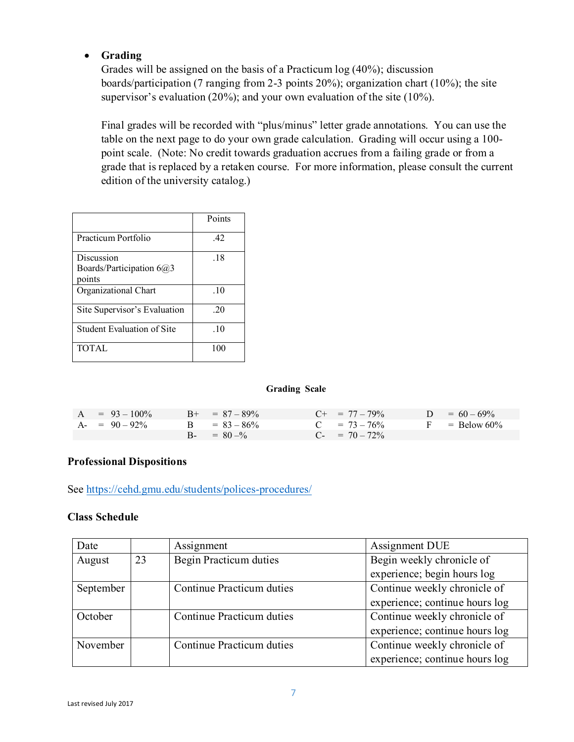- **Grading**
  Grades will be assigned on the basis of a Practicum log (40%); discussion boards/participation (7 ranging from 2-3 points 20%); organization chart (10%); the site supervisor's evaluation (20%); and your own evaluation of the site (10%).

  Final grades will be recorded with "plus/minus" letter grade annotations. You can use the table on the next page to do your own grade calculation. Grading will occur using a 100-point scale. (Note: No credit towards graduation accrues from a failing grade or from a grade that is replaced by a retaken course. For more information, please consult the current edition of the university catalog.)

| | Points |
|---|---|
| Practicum Portfolio | .42 |
| Discussion Boards/Participation 6@3 points | .18 |
| Organizational Chart | .10 |
| Site Supervisor's Evaluation | .20 |
| Student Evaluation of Site | .10 |
| TOTAL | 100 |

**Grading Scale**

| | | | |
|---|---|---|---|
| A = 93 – 100% | B+ = 87 – 89% | C+ = 77 – 79% | D = 60 – 69% |
| A- = 90 – 92% | B = 83 – 86% | C = 73 – 76% | F = Below 60% |
| | B- = 80 –% | C- = 70 – 72% | |

### Professional Dispositions

See https://cehd.gmu.edu/students/polices-procedures/

### Class Schedule

| Date | | Assignment | Assignment DUE |
|---|---|---|---|
| August | 23 | Begin Practicum duties | Begin weekly chronicle of experience; begin hours log |
| September | | Continue Practicum duties | Continue weekly chronicle of experience; continue hours log |
| October | | Continue Practicum duties | Continue weekly chronicle of experience; continue hours log |
| November | | Continue Practicum duties | Continue weekly chronicle of experience; continue hours log |

Last revised July 2017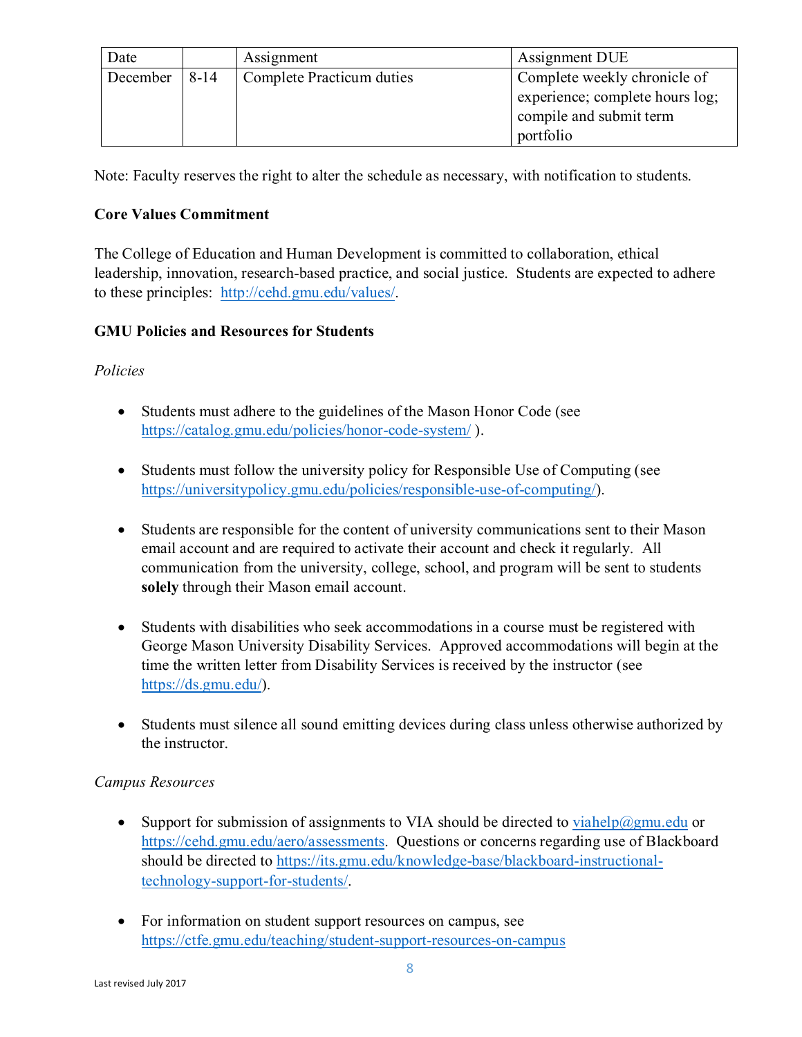| Date | | Assignment | Assignment DUE |
|---|---|---|---|
| December | 8-14 | Complete Practicum duties | Complete weekly chronicle of experience; complete hours log; compile and submit term portfolio |

Note: Faculty reserves the right to alter the schedule as necessary, with notification to students.

**Core Values Commitment**

The College of Education and Human Development is committed to collaboration, ethical leadership, innovation, research-based practice, and social justice. Students are expected to adhere to these principles: http://cehd.gmu.edu/values/.

**GMU Policies and Resources for Students**

*Policies*

- Students must adhere to the guidelines of the Mason Honor Code (see https://catalog.gmu.edu/policies/honor-code-system/ ).
- Students must follow the university policy for Responsible Use of Computing (see https://universitypolicy.gmu.edu/policies/responsible-use-of-computing/).
- Students are responsible for the content of university communications sent to their Mason email account and are required to activate their account and check it regularly. All communication from the university, college, school, and program will be sent to students **solely** through their Mason email account.
- Students with disabilities who seek accommodations in a course must be registered with George Mason University Disability Services. Approved accommodations will begin at the time the written letter from Disability Services is received by the instructor (see https://ds.gmu.edu/).
- Students must silence all sound emitting devices during class unless otherwise authorized by the instructor.

*Campus Resources*

- Support for submission of assignments to VIA should be directed to viahelp@gmu.edu or https://cehd.gmu.edu/aero/assessments. Questions or concerns regarding use of Blackboard should be directed to https://its.gmu.edu/knowledge-base/blackboard-instructional-technology-support-for-students/.
- For information on student support resources on campus, see https://ctfe.gmu.edu/teaching/student-support-resources-on-campus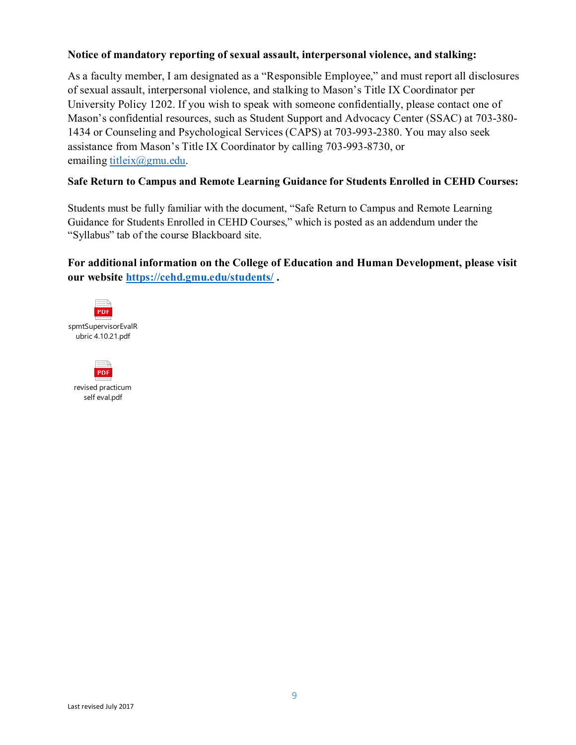**Notice of mandatory reporting of sexual assault, interpersonal violence, and stalking:**

As a faculty member, I am designated as a "Responsible Employee," and must report all disclosures of sexual assault, interpersonal violence, and stalking to Mason's Title IX Coordinator per University Policy 1202. If you wish to speak with someone confidentially, please contact one of Mason's confidential resources, such as Student Support and Advocacy Center (SSAC) at 703-380-1434 or Counseling and Psychological Services (CAPS) at 703-993-2380. You may also seek assistance from Mason's Title IX Coordinator by calling 703-993-8730, or emailing titleix@gmu.edu.

**Safe Return to Campus and Remote Learning Guidance for Students Enrolled in CEHD Courses:**

Students must be fully familiar with the document, "Safe Return to Campus and Remote Learning Guidance for Students Enrolled in CEHD Courses," which is posted as an addendum under the "Syllabus" tab of the course Blackboard site.

**For additional information on the College of Education and Human Development, please visit our website https://cehd.gmu.edu/students/ .**

spmtSupervisorEvalRubric 4.10.21.pdf

revised practicum self eval.pdf

Last revised July 2017